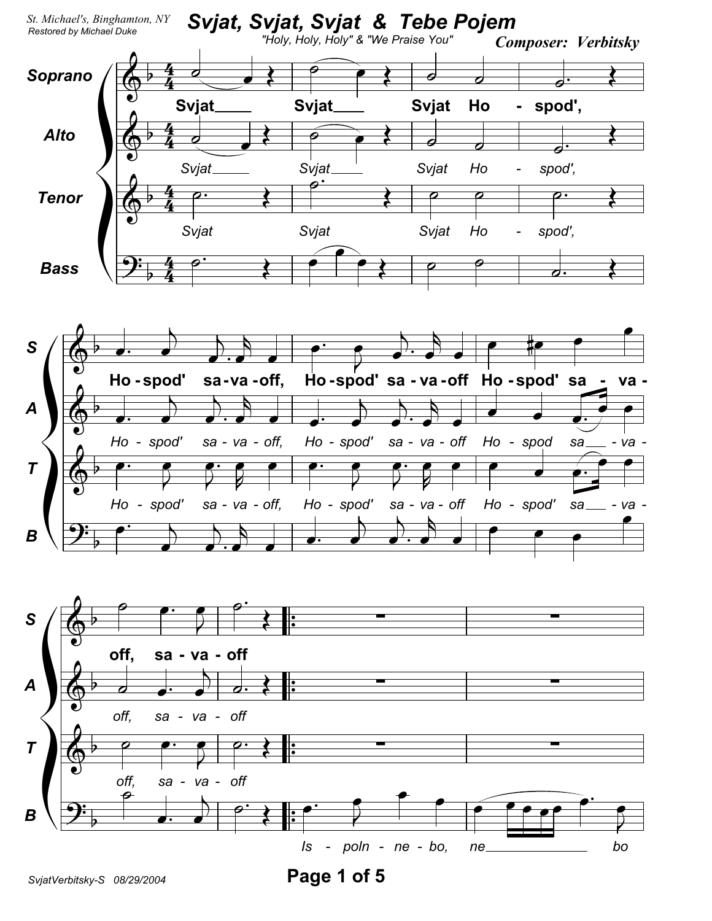St. Michael's, Binghamton, NY
*Restored by Michael Duke*

# Svjat, Svjat, Svjat & Tebe Pojem

"Holy, Holy, Holy" & "We Praise You"

**Composer: Verbitsky**

**Soprano:** Svjat Svjat Svjat Ho - spod', Ho - spod' sa - va - off, Ho - spod' sa - va - off Ho - spod' sa - va - off, sa - va - off

**Alto:** *Svjat Svjat Svjat Ho - spod', Ho - spod' sa - va - off, Ho - spod' sa - va - off Ho - spod sa - va - off, sa - va - off*

**Tenor:** *Svjat Svjat Svjat Ho - spod', Ho - spod' sa - va - off, Ho - spod' sa - va - off Ho - spod' sa - va - off, sa - va - off*

**Bass:** *Is - poln - ne - bo, ne bo*

SvjatVerbitsky-S 08/29/2004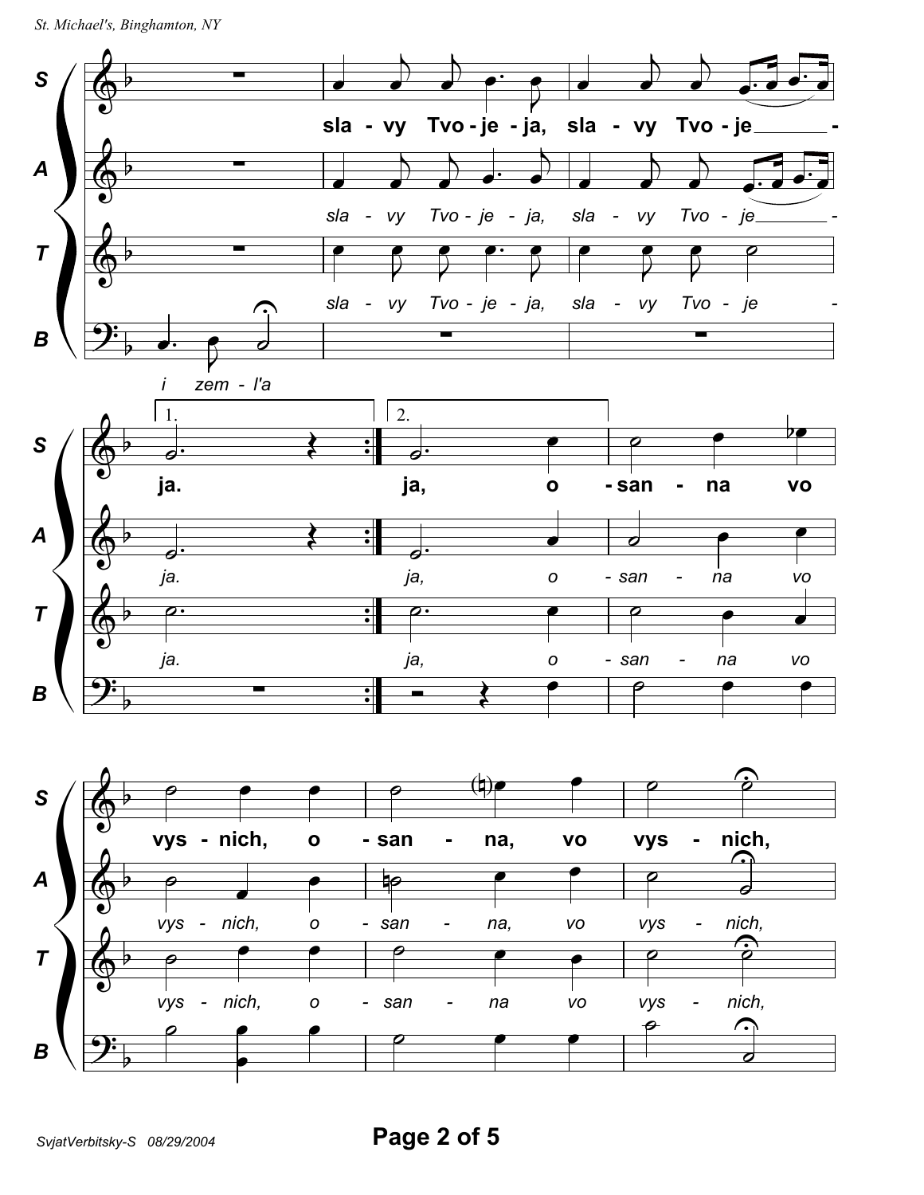**S:** sla - vy Tvo - je - ja, sla - vy Tvo - je - ja. ja, o - san - na vo vys - nich, o - san - na, vo vys - nich,

**A:** sla - vy Tvo - je - ja, sla - vy Tvo - je - ja. ja, o - san - na vo vys - nich, o - san - na, vo vys - nich,

**T:** sla - vy Tvo - je - ja, sla - vy Tvo - je - ja. ja, o - san - na vo vys - nich, o - san - na vo vys - nich,

**B:** i zem - l'a o - san - na vo vys - nich, o - san - na, vo vys - nich,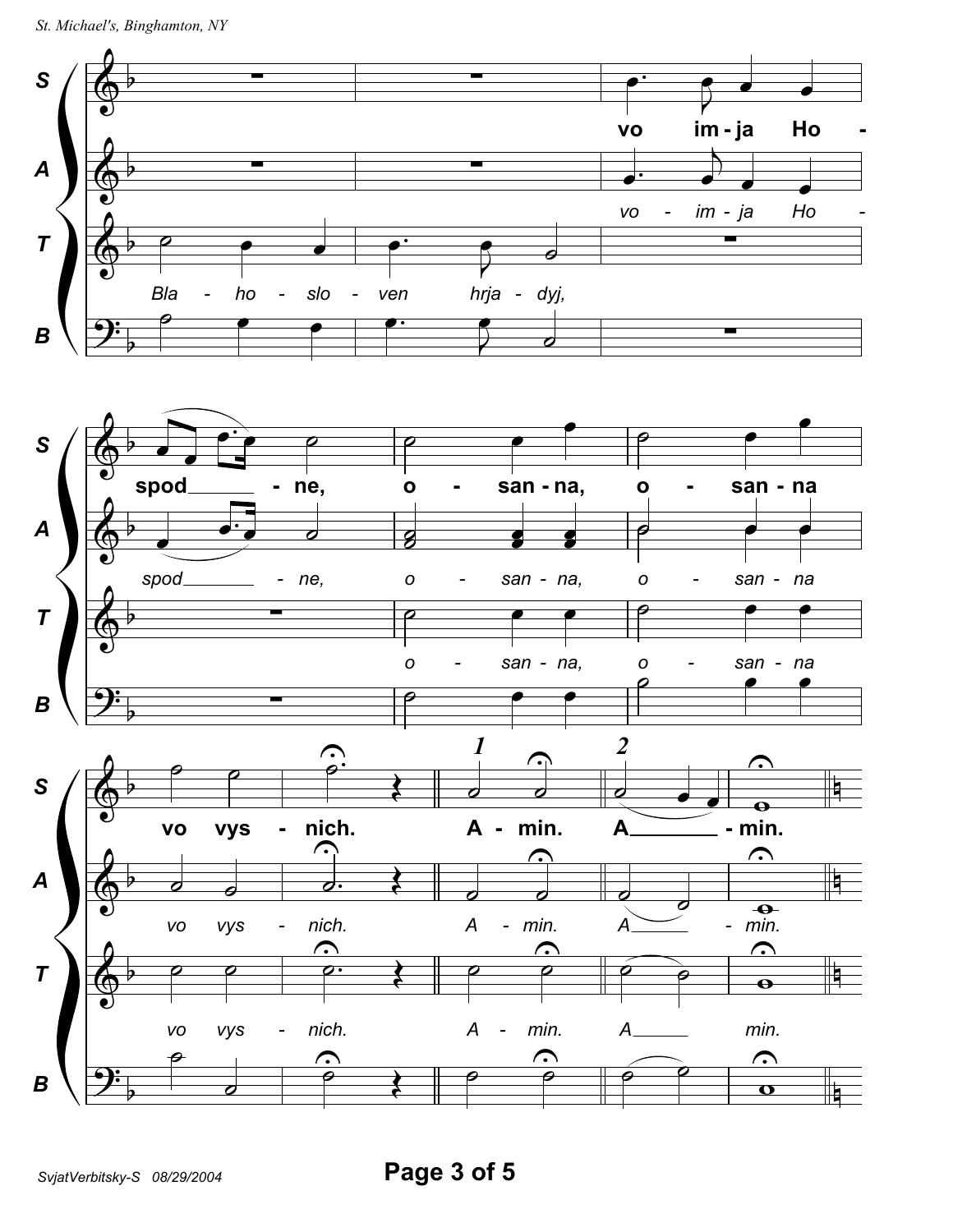**S:** vo im-ja Ho-spod – ne, o – san-na, o – san-na vo vys – nich. A – min. A – min.

**A:** vo – im-ja Ho-spod – ne, o – san-na, o – san-na vo vys – nich. A – min. A – min.

**T:** Bla – ho – slo – ven hrja – dyj, o – san-na, o – san-na vo vys – nich. A – min. A min.

**B:** (no lyrics printed)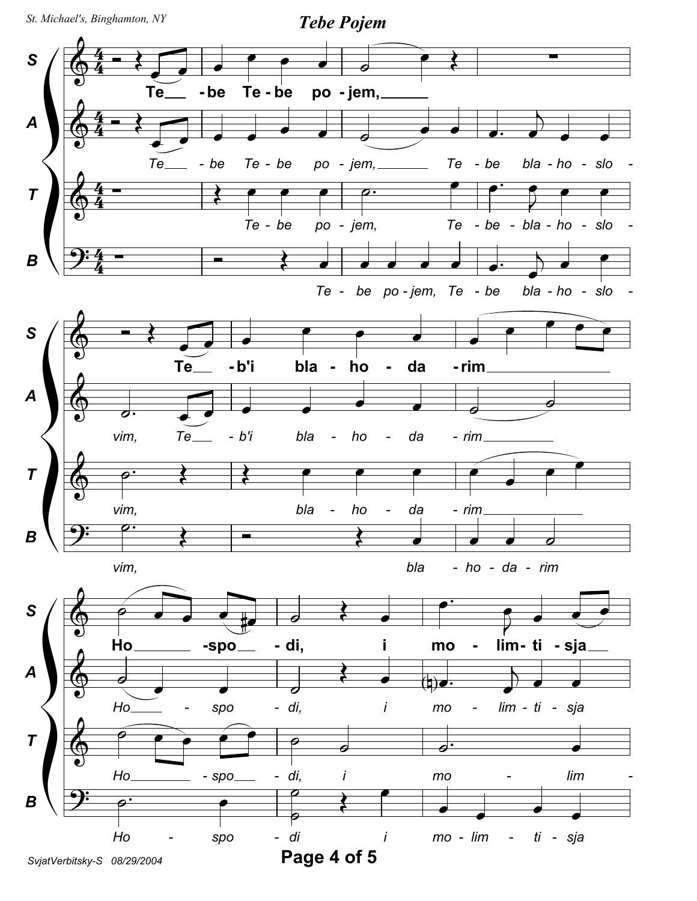# Tebe Pojem